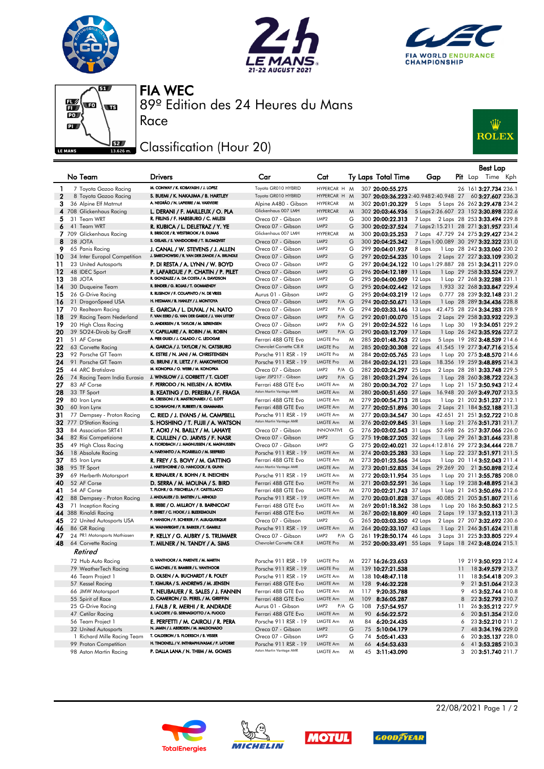# FIA WEC

## 89º Edition des 24 Heures du Mans

### Race

### Classification (Hour 20)

| | No | Team | Drivers | Car | Cat | | Ty | Laps | Total Time | Gap | | Pit | Best Lap Lap | Time | Kph |
|---|---|---|---|---|---|---|---|---|---|---|---|---|---|---|---|
| 1 | 7 | Toyota Gazoo Racing | M. CONWAY / K. KOBAYASHI / J. LOPEZ | Toyota GR010 HYBRID | HYPERCAR H | | M | 307 | 20:00:55.275 | | | 26 | 161 | 3:27.734 | 236.1 |
| 2 | 8 | Toyota Gazoo Racing | S. BUEMI / K. NAKAJIMA / B. HARTLEY | Toyota GR010 HYBRID | HYPERCAR H | | M | 307 | 20:03:36.223 | 2:40.948 | 2:40.948 | 27 | 60 | 3:27.607 | 236.3 |
| 3 | 36 | Alpine Elf Matmut | A. NEGRÃO / N. LAPIERRE / M. VAXIVIERE | Alpine A480 - Gibson | HYPERCAR | | M | 302 | 20:01:20.329 | 5 Laps | 5 Laps | 26 | 262 | 3:29.478 | 234.2 |
| 4 | 708 | Glickenhaus Racing | L. DERANI / F. MAILLEUX / O. PLA | Glickenhaus 007 LMH | HYPERCAR | | M | 302 | 20:03:46.936 | 5 Laps | 2:26.607 | 23 | 152 | 3:30.898 | 232.6 |
| 5 | 31 | Team WRT | R. FRIJNS / F. HABSBURG / C. MILESI | Oreca 07 - Gibson | LMP2 | | G | 300 | 20:00:22.313 | 7 Laps | 2 Laps | 28 | 253 | 3:33.494 | 229.8 |
| 6 | 41 | Team WRT | R. KUBICA / L. DELETRAZ / Y. YE | Oreca 07 - Gibson | LMP2 | | G | 300 | 20:02:37.524 | 7 Laps | 2:15.211 | 28 | 271 | 3:31.957 | 231.4 |
| 7 | 709 | Glickenhaus Racing | R. BRISCOE / R. WESTBROOK / R. DUMAS | Glickenhaus 007 LMH | HYPERCAR | | M | 300 | 20:03:25.253 | 7 Laps | 47.729 | 24 | 275 | 3:29.427 | 234.2 |
| 8 | 28 | JOTA | S. GELAEL / S. VANDOORNE / T. BLOMQVIST | Oreca 07 - Gibson | LMP2 | | G | 300 | 20:04:25.342 | 7 Laps | 1:00.089 | 30 | 297 | 3:32.322 | 231.0 |
| 9 | 65 | Panis Racing | J. CANAL / W. STEVENS / J. ALLEN | Oreca 07 - Gibson | LMP2 | | G | 299 | 20:04:01.937 | 8 Laps | 1 Lap | 28 | 242 | 3:33.060 | 230.2 |
| 10 | 34 | Inter Europol Competition | J. SMIECHOWSKI / R. VAN DER ZANDE / A. BRUNDLE | Oreca 07 - Gibson | LMP2 | | G | 297 | 20:02:54.235 | 10 Laps | 2 Laps | 27 | 227 | 3:33.109 | 230.2 |
| 11 | 23 | United Autosports | P. DI RESTA / A. LYNN / W. BOYD | Oreca 07 - Gibson | LMP2 | | G | 297 | 20:04:24.122 | 10 Laps | 1:29.887 | 28 | 251 | 3:34.211 | 229.0 |
| 12 | 48 | IDEC Sport | P. LAFARGUE / P. CHATIN / P. PILET | Oreca 07 - Gibson | LMP2 | | G | 296 | 20:04:12.189 | 11 Laps | 1 Lap | 29 | 258 | 3:33.524 | 229.7 |
| 13 | 38 | JOTA | R. GONZALEZ / A. DA COSTA / A. DAVIDSON | Oreca 07 - Gibson | LMP2 | | G | 295 | 20:04:00.509 | 12 Laps | 1 Lap | 29 | 258 | 3:32.288 | 231.1 |
| 14 | 30 | Duqueine Team | R. BINDER / G. ROJAS / T. GOMMENDY | Oreca 07 - Gibson | LMP2 | | G | 295 | 20:04:02.442 | 12 Laps | 1.933 | 32 | 268 | 3:33.847 | 229.4 |
| 15 | 26 | G-Drive Racing | R. RUSINOV / F. COLAPINTO / N. DE VRIES | Aurus 01 - Gibson | LMP2 | | G | 295 | 20:04:03.219 | 12 Laps | 0.777 | 28 | 239 | 3:32.148 | 231.2 |
| 16 | 21 | DragonSpeed USA | H. HEDMAN / B. HANLEY / J. MONTOYA | Oreca 07 - Gibson | LMP2 | P/A | G | 294 | 20:02:50.671 | 13 Laps | 1 Lap | 28 | 289 | 3:34.436 | 228.8 |
| 17 | 70 | Realteam Racing | E. GARCIA / L. DUVAL / N. NATO | Oreca 07 - Gibson | LMP2 | P/A | G | 294 | 20:03:33.146 | 13 Laps | 42.475 | 28 | 224 | 3:34.283 | 228.9 |
| 18 | 29 | Racing Team Nederland | F. VAN EERD / G. VAN DER GARDE / J. VAN UITERT | Oreca 07 - Gibson | LMP2 | P/A | G | 292 | 20:01:00.070 | 15 Laps | 2 Laps | 29 | 258 | 3:33.932 | 229.3 |
| 19 | 20 | High Class Racing | D. ANDERSEN / R. TAYLOR / M. SØRENSEN | Oreca 07 - Gibson | LMP2 | P/A | G | 291 | 20:02:24.522 | 16 Laps | 1 Lap | 30 | 19 | 3:34.051 | 229.2 |
| 20 | 39 | SO24-Dirob by Graff | V. CAPILLAIRE / A. ROBIN / M. ROBIN | Oreca 07 - Gibson | LMP2 | P/A | G | 290 | 20:03:12.709 | 17 Laps | 1 Lap | 26 | 242 | 3:35.926 | 227.2 |
| 21 | 51 | AF Corse | A. PIER GUIDI / J. CALADO / C. LEDOGAR | Ferrari 488 GTE Evo | LMGTE Pro | | M | 285 | 20:01:48.763 | 22 Laps | 5 Laps | 19 | 282 | 3:48.539 | 214.6 |
| 22 | 63 | Corvette Racing | A. GARCIA / J. TAYLOR / N. CATSBURG | Chevrolet Corvette C8.R | LMGTE Pro | | M | 285 | 20:02:30.308 | 22 Laps | 41.545 | 19 | 277 | 3:47.716 | 215.4 |
| 23 | 92 | Porsche GT Team | K. ESTRE / N. JANI / M. CHRISTENSEN | Porsche 911 RSR - 19 | LMGTE Pro | | M | 284 | 20:02:05.765 | 23 Laps | 1 Lap | 20 | 275 | 3:48.570 | 214.6 |
| 24 | 91 | Porsche GT Team | G. BRUNI / R. LIETZ / F. MAKOWIECKI | Porsche 911 RSR - 19 | LMGTE Pro | | M | 284 | 20:02:24.121 | 23 Laps | 18.356 | 19 | 259 | 3:48.895 | 214.3 |
| 25 | 44 | ARC Bratislava | M. KONOPKA / O. WEBB / M. KONOPKA | Oreca 07 - Gibson | LMP2 | P/A | G | 282 | 20:03:24.297 | 25 Laps | 2 Laps | 28 | 281 | 3:33.748 | 229.5 |
| 26 | 74 | Racing Team India Eurasia | J. WINSLOW / J. CORBETT / T. CLOET | Ligier JSP217 - Gibson | LMP2 | P/A | G | 281 | 20:03:21.294 | 26 Laps | 1 Lap | 28 | 260 | 3:38.722 | 224.3 |
| 27 | 83 | AF Corse | F. PERRODO / N. NIELSEN / A. ROVERA | Ferrari 488 GTE Evo | LMGTE Am | | M | 280 | 20:00:34.702 | 27 Laps | 1 Lap | 21 | 157 | 3:50.943 | 212.4 |
| 28 | 33 | TF Sport | B. KEATING / D. PEREIRA / F. FRAGA | Aston Martin Vantage AMR | LMGTE Am | | M | 280 | 20:00:51.650 | 27 Laps | 16.948 | 20 | 269 | 3:49.707 | 213.5 |
| 29 | 80 | Iron Lynx | M. CRESSONI / R. MASTRONARDI / C. ILOTT | Ferrari 488 GTE Evo | LMGTE Am | | M | 279 | 20:00:54.713 | 28 Laps | 1 Lap | 21 | 202 | 3:51.237 | 212.1 |
| 30 | 60 | Iron Lynx | C. SCHIAVONI / P. RUBERTI / R. GIAMMARIA | Ferrari 488 GTE Evo | LMGTE Am | | M | 277 | 20:02:51.896 | 30 Laps | 2 Laps | 21 | 184 | 3:52.188 | 211.3 |
| 31 | 77 | Dempsey - Proton Racing | C. RIED / J. EVANS / M. CAMPBELL | Porsche 911 RSR - 19 | LMGTE Am | | M | 277 | 20:03:34.547 | 30 Laps | 42.651 | 21 | 251 | 3:52.722 | 210.8 |
| 32 | 777 | D'Station Racing | S. HOSHINO / T. FUJII / A. WATSON | Aston Martin Vantage AMR | LMGTE Am | | M | 276 | 20:02:09.845 | 31 Laps | 1 Lap | 21 | 276 | 3:51.731 | 211.7 |
| 33 | 84 | Association SRT41 | T. AOKI / N. BAILLY / M. LAHAYE | Oreca 07 - Gibson | INNOVATIVE | | G | 276 | 20:03:02.543 | 31 Laps | 52.698 | 26 | 257 | 3:37.066 | 226.0 |
| 34 | 82 | Risi Competizione | R. CULLEN / O. JARVIS / F. NASR | Oreca 07 - Gibson | LMP2 | | G | 275 | 19:08:27.205 | 32 Laps | 1 Lap | 29 | 261 | 3:31.646 | 231.8 |
| 35 | 49 | High Class Racing | A. FJORDBACH / J. MAGNUSSEN / K. MAGNUSSEN | Oreca 07 - Gibson | LMP2 | | G | 275 | 20:02:40.021 | 32 Laps | 4:12.816 | 29 | 272 | 3:34.444 | 228.7 |
| 36 | 18 | Absolute Racing | A. HARYANTO / A. PICARIELLO / M. SEEFRIED | Porsche 911 RSR - 19 | LMGTE Am | | M | 274 | 20:03:25.283 | 33 Laps | 1 Lap | 22 | 237 | 3:51.971 | 211.5 |
| 37 | 85 | Iron Lynx | R. FREY / S. BOVY / M. GATTING | Ferrari 488 GTE Evo | LMGTE Am | | M | 273 | 20:01:23.566 | 34 Laps | 1 Lap | 20 | 114 | 3:52.043 | 211.4 |
| 38 | 95 | TF Sport | J. HARTSHORNE / O. HANCOCK / R. GUNN | Aston Martin Vantage AMR | LMGTE Am | | M | 273 | 20:01:52.835 | 34 Laps | 29.269 | 20 | 21 | 3:50.898 | 212.4 |
| 39 | 69 | Herberth Motorsport | R. RENAUER / R. BOHN / R. INEICHEN | Porsche 911 RSR - 19 | LMGTE Am | | M | 272 | 20:03:11.954 | 35 Laps | 1 Lap | 20 | 211 | 3:55.786 | 208.0 |
| 40 | 52 | AF Corse | D. SERRA / M. MOLINA / S. BIRD | Ferrari 488 GTE Evo | LMGTE Pro | | M | 271 | 20:03:52.591 | 36 Laps | 1 Lap | 19 | 238 | 3:48.895 | 214.3 |
| 41 | 54 | AF Corse | T. FLOHR / G. FISICHELLA / F. CASTELLACCI | Ferrari 488 GTE Evo | LMGTE Am | | M | 270 | 20:02:21.743 | 37 Laps | 1 Lap | 21 | 245 | 3:50.696 | 212.6 |
| 42 | 88 | Dempsey - Proton Racing | J. ANDLAUER / D. BASTIEN / L. ARNOLD | Porsche 911 RSR - 19 | LMGTE Am | | M | 270 | 20:03:01.828 | 37 Laps | 40.085 | 21 | 205 | 3:51.807 | 211.6 |
| 43 | 71 | Inception Racing | B. IRIBE / O. MILLROY / B. BARNICOAT | Ferrari 488 GTE Evo | LMGTE Am | | M | 269 | 20:01:18.362 | 38 Laps | 1 Lap | 20 | 186 | 3:50.863 | 212.5 |
| 44 | 388 | Rinaldi Racing | P. EHRET / C. HOOK / J. BLEEKEMOLEN | Ferrari 488 GTE Evo | LMGTE Am | | M | 267 | 20:02:18.809 | 40 Laps | 2 Laps | 19 | 137 | 3:52.113 | 211.3 |
| 45 | 22 | United Autosports USA | P. HANSON / F. SCHERER / F. ALBUQUERQUE | Oreca 07 - Gibson | LMP2 | | G | 265 | 20:03:03.350 | 42 Laps | 2 Laps | 27 | 207 | 3:32.692 | 230.6 |
| 46 | 86 | GR Racing | M. WAINWRIGHT / B. BARKER / T. GAMBLE | Porsche 911 RSR - 19 | LMGTE Am | | M | 264 | 20:02:33.107 | 43 Laps | 1 Lap | 21 | 246 | 3:51.624 | 211.8 |
| 47 | 24 | PR1 Motorsports Mathiasen | P. KELLY / G. AUBRY / S. TRUMMER | Oreca 07 - Gibson | LMP2 | P/A | G | 261 | 19:28:50.174 | 46 Laps | 3 Laps | 31 | 225 | 3:33.805 | 229.4 |
| 48 | 64 | Corvette Racing | T. MILNER / N. TANDY / A. SIMS | Chevrolet Corvette C8.R | LMGTE Pro | | M | 252 | 20:00:33.491 | 55 Laps | 9 Laps | 18 | 242 | 3:48.024 | 215.1 |
| *Retired* | | | | | | | | | | | | | | | |
| | 72 | Hub Auto Racing | D. VANTHOOR / A. PARENTE / M. MARTIN | Porsche 911 RSR - 19 | LMGTE Pro | | M | 227 | 16:26:23.653 | | | 19 | 219 | 3:50.923 | 212.4 |
| | 79 | WeatherTech Racing | C. MACNEIL / E. BAMBER / L. VANTHOOR | Porsche 911 RSR - 19 | LMGTE Pro | | M | 139 | 10:27:21.538 | | | 11 | 18 | 3:49.579 | 213.7 |
| | 46 | Team Project 1 | D. OLSEN / A. BUCHARDT / R. FOLEY | Porsche 911 RSR - 19 | LMGTE Am | | M | 138 | 10:48:47.118 | | | 11 | 18 | 3:54.418 | 209.3 |
| | 57 | Kessel Racing | T. KIMURA / S. ANDREWS / M. JENSEN | Ferrari 488 GTE Evo | LMGTE Am | | M | 128 | 9:46:32.228 | | | 9 | 21 | 3:51.064 | 212.3 |
| | 66 | JMW Motorsport | T. NEUBAUER / R. SALES / J. FANNIN | Ferrari 488 GTE Evo | LMGTE Am | | M | 117 | 9:20:35.788 | | | 9 | 45 | 3:52.744 | 210.8 |
| | 55 | Spirit of Race | D. CAMERON / D. PEREL / M. GRIFFIN | Ferrari 488 GTE Evo | LMGTE Am | | M | 109 | 8:36:05.287 | | | 8 | 22 | 3:52.793 | 210.7 |
| | 25 | G-Drive Racing | J. FALB / R. MERHI / R. ANDRADE | Aurus 01 - Gibson | LMP2 | P/A | G | 108 | 7:57:54.957 | | | 11 | 26 | 3:35.137 | 228.0 |
| | 47 | Cetilar Racing | R. LACORTE / G. SERNAGIOTTO / A. FUOCO | Ferrari 488 GTE Evo | LMGTE Am | | M | 90 | 6:56:22.572 | | | 6 | 20 | 3:51.354 | 212.0 |
| | 56 | Team Project 1 | E. PERFETTI / M. CAIROLI / R. PERA | Porsche 911 RSR - 19 | LMGTE Am | | M | 84 | 6:20:24.435 | | | 6 | 23 | 3:52.210 | 211.2 |
| | 32 | United Autosports | N. JAMIN / J. ABERDEIN / M. MALDONADO | Oreca 07 - Gibson | LMP2 | | G | 75 | 5:10:04.179 | | | 7 | 48 | 3:34.196 | 229.0 |
| | 1 | Richard Mille Racing Team | T. CALDERON / S. FLOERSCH / B. VISSER | Oreca 07 - Gibson | LMP2 | | G | 74 | 5:05:41.433 | | | 6 | 20 | 3:35.087 | 228.0 |
| | 99 | Proton Competition | H. TINCKNELL / V. INTHRAPHUVASAK / F. LATORRE | Porsche 911 RSR - 19 | LMGTE Am | | M | 66 | 4:54:53.633 | | | 6 | 41 | 3:53.285 | 210.3 |
| | 98 | Aston Martin Racing | P. DALLA LANA / N. THIIM / M. GOMES | Aston Martin Vantage AMR | LMGTE Am | | M | 45 | 3:11:43.090 | | | 3 | 20 | 3:51.740 | 211.7 |

22/08/2021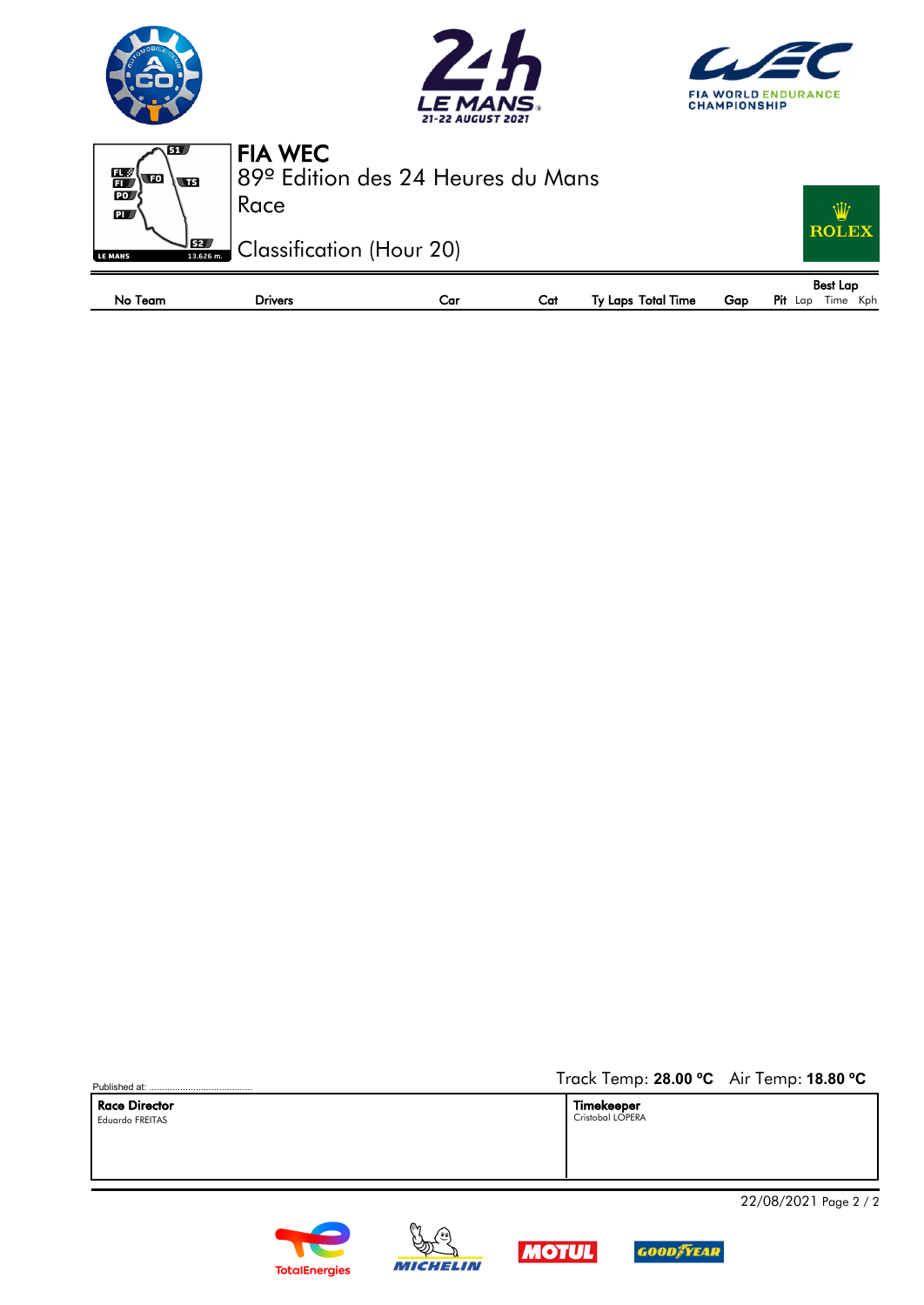# FIA WEC

89º Edition des 24 Heures du Mans

Race

Classification (Hour 20)

| No | Team | Drivers | Car | Cat | Ty | Laps | Total Time | Gap | Pit | Best Lap Lap | Best Lap Time | Best Lap Kph |
|---|---|---|---|---|---|---|---|---|---|---|---|---|

Published at: ......................................

Track Temp: **28.00 ºC** Air Temp: **18.80 ºC**

| **Race Director** | **Timekeeper** |
|---|---|
| Eduardo FREITAS | Cristobal LOPERA |

22/08/2021